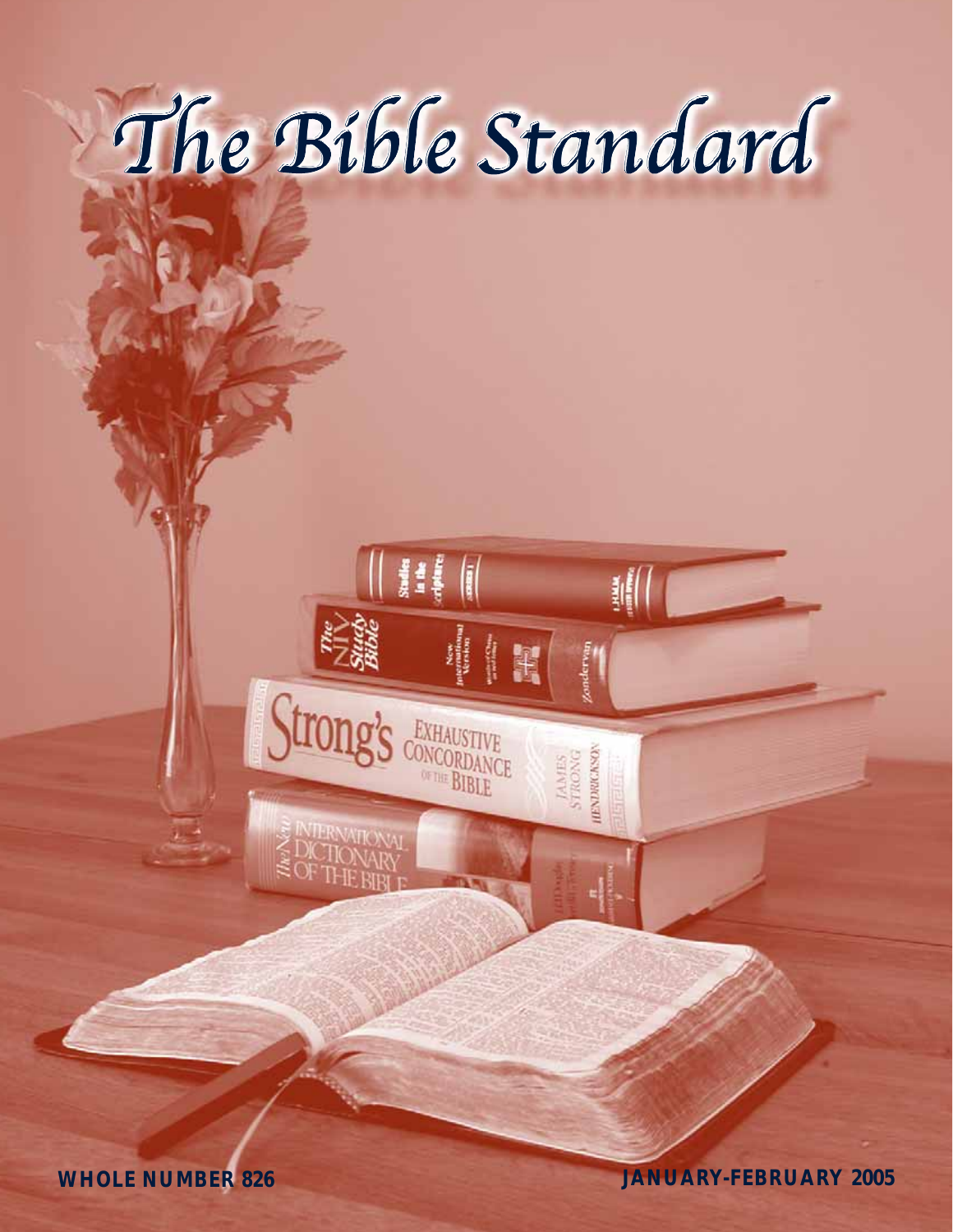# The Bible Standard

**WHOLE NUMBER 826** **JANUARY-FEBRUARY 2005**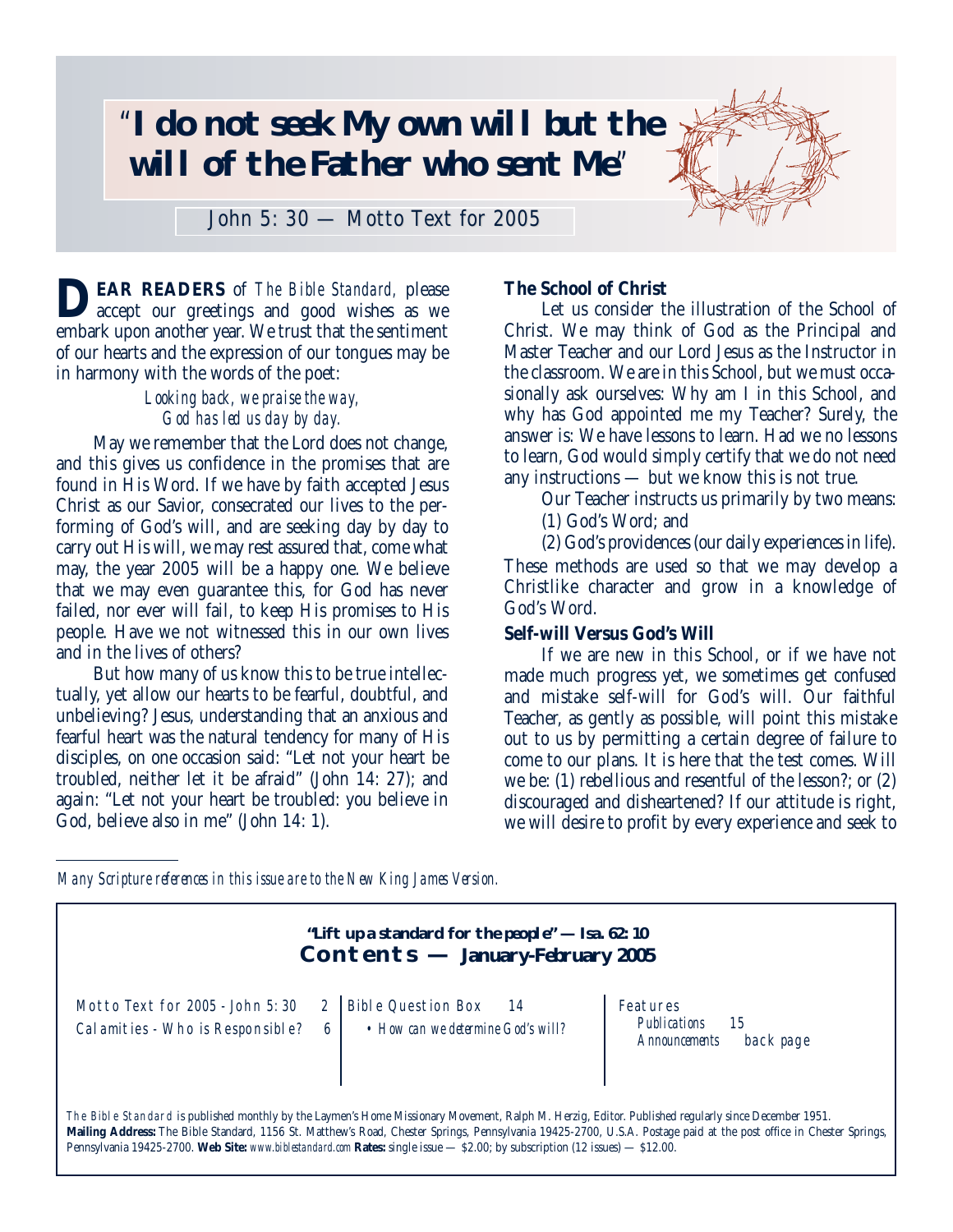# "I do not seek My own will but the will of the Father who sent Me"

John 5: 30 — Motto Text for 2005

**DEAR READERS** of *The Bible Standard,* please accept our greetings and good wishes as we embark upon another year. We trust that the sentiment of our hearts and the expression of our tongues may be in harmony with the words of the poet:

*Looking back, we praise the way,*
*God has led us day by day.*

May we remember that the Lord does not change, and this gives us confidence in the promises that are found in His Word. If we have by faith accepted Jesus Christ as our Savior, consecrated our lives to the performing of God's will, and are seeking day by day to carry out His will, we may rest assured that, come what may, the year 2005 will be a happy one. We believe that we may even guarantee this, for God has never failed, nor ever will fail, to keep His promises to His people. Have we not witnessed this in our own lives and in the lives of others?

But how many of us know this to be true intellectually, yet allow our hearts to be fearful, doubtful, and unbelieving? Jesus, understanding that an anxious and fearful heart was the natural tendency for many of His disciples, on one occasion said: "Let not your heart be troubled, neither let it be afraid" (John 14: 27); and again: "Let not your heart be troubled: you believe in God, believe also in me" (John 14: 1).

### The School of Christ

Let us consider the illustration of the School of Christ. We may think of God as the Principal and Master Teacher and our Lord Jesus as the Instructor in the classroom. We are in this School, but we must occasionally ask ourselves: Why am I in this School, and why has God appointed me my Teacher? Surely, the answer is: We have lessons to learn. Had we no lessons to learn, God would simply certify that we do not need any instructions — but we know this is not true.

Our Teacher instructs us primarily by two means:
(1) God's Word; and
(2) God's providences (our daily experiences in life).

These methods are used so that we may develop a Christlike character and grow in a knowledge of God's Word.

### Self-will Versus God's Will

If we are new in this School, or if we have not made much progress yet, we sometimes get confused and mistake self-will for God's will. Our faithful Teacher, as gently as possible, will point this mistake out to us by permitting a certain degree of failure to come to our plans. It is here that the test comes. Will we be: (1) rebellious and resentful of the lesson?; or (2) discouraged and disheartened? If our attitude is right, we will desire to profit by every experience and seek to

---

*Many Scripture references in this issue are to the New King James Version.*

---

**"Lift up a standard for the people" — Isa. 62: 10**

## Contents — January-February 2005

| | | | | |
|---|---|---|---|---|
| Motto Text for 2005 - John 5: 30 | 2 | Bible Question Box | 14 | Features |
| Calamities - Who is Responsible? | 6 | • *How can we determine God's will?* | | *Publications* 15 |
| | | | | *Announcements* back page |

*The Bible Standard* is published monthly by the Laymen's Home Missionary Movement, Ralph M. Herzig, Editor. Published regularly since December 1951. **Mailing Address:** The Bible Standard, 1156 St. Matthew's Road, Chester Springs, Pennsylvania 19425-2700, U.S.A. Postage paid at the post office in Chester Springs, Pennsylvania 19425-2700. **Web Site:** *www.biblestandard.com* **Rates:** single issue — $2.00; by subscription (12 issues) — $12.00.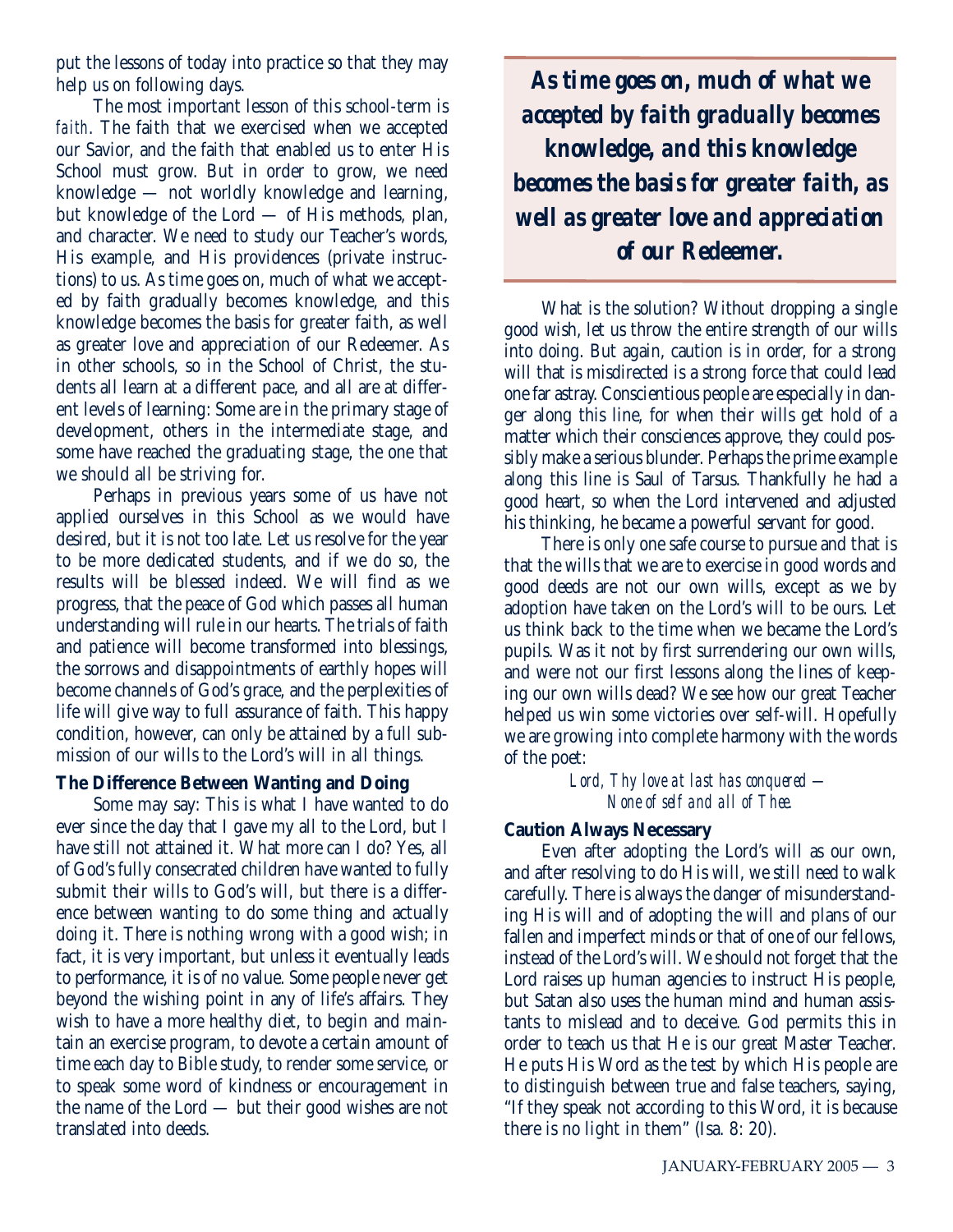put the lessons of today into practice so that they may help us on following days.

The most important lesson of this school-term is *faith*. The faith that we exercised when we accepted our Savior, and the faith that enabled us to enter His School must grow. But in order to grow, we need knowledge — not worldly knowledge and learning, but knowledge of the Lord — of His methods, plan, and character. We need to study our Teacher's words, His example, and His providences (private instructions) to us. As time goes on, much of what we accepted by faith gradually becomes knowledge, and this knowledge becomes the basis for greater faith, as well as greater love and appreciation of our Redeemer. As in other schools, so in the School of Christ, the students all learn at a different pace, and all are at different levels of learning: Some are in the primary stage of development, others in the intermediate stage, and some have reached the graduating stage, the one that we should all be striving for.

Perhaps in previous years some of us have not applied ourselves in this School as we would have desired, but it is not too late. Let us resolve for the year to be more dedicated students, and if we do so, the results will be blessed indeed. We will find as we progress, that the peace of God which passes all human understanding will rule in our hearts. The trials of faith and patience will become transformed into blessings, the sorrows and disappointments of earthly hopes will become channels of God's grace, and the perplexities of life will give way to full assurance of faith. This happy condition, however, can only be attained by a full submission of our wills to the Lord's will in all things.

### The Difference Between Wanting and Doing

Some may say: This is what I have wanted to do ever since the day that I gave my all to the Lord, but I have still not attained it. What more can I do? Yes, all of God's fully consecrated children have wanted to fully submit their wills to God's will, but there is a difference between wanting to do some thing and actually doing it. There is nothing wrong with a good wish; in fact, it is very important, but unless it eventually leads to performance, it is of no value. Some people never get beyond the wishing point in any of life's affairs. They wish to have a more healthy diet, to begin and maintain an exercise program, to devote a certain amount of time each day to Bible study, to render some service, or to speak some word of kindness or encouragement in the name of the Lord — but their good wishes are not translated into deeds.

> ***As time goes on, much of what we accepted by faith gradually becomes knowledge, and this knowledge becomes the basis for greater faith, as well as greater love and appreciation of our Redeemer.***

What is the solution? Without dropping a single good wish, let us throw the entire strength of our wills into doing. But again, caution is in order, for a strong will that is misdirected is a strong force that could lead one far astray. Conscientious people are especially in danger along this line, for when their wills get hold of a matter which their consciences approve, they could possibly make a serious blunder. Perhaps the prime example along this line is Saul of Tarsus. Thankfully he had a good heart, so when the Lord intervened and adjusted his thinking, he became a powerful servant for good.

There is only one safe course to pursue and that is that the wills that we are to exercise in good words and good deeds are not our own wills, except as we by adoption have taken on the Lord's will to be ours. Let us think back to the time when we became the Lord's pupils. Was it not by first surrendering our own wills, and were not our first lessons along the lines of keeping our own wills dead? We see how our great Teacher helped us win some victories over self-will. Hopefully we are growing into complete harmony with the words of the poet:

*Lord, Thy love at last has conquered —*
*None of self and all of Thee.*

### Caution Always Necessary

Even after adopting the Lord's will as our own, and after resolving to do His will, we still need to walk carefully. There is always the danger of misunderstanding His will and of adopting the will and plans of our fallen and imperfect minds or that of one of our fellows, instead of the Lord's will. We should not forget that the Lord raises up human agencies to instruct His people, but Satan also uses the human mind and human assistants to mislead and to deceive. God permits this in order to teach us that He is our great Master Teacher. He puts His Word as the test by which His people are to distinguish between true and false teachers, saying, "If they speak not according to this Word, it is because there is no light in them" (Isa. 8: 20).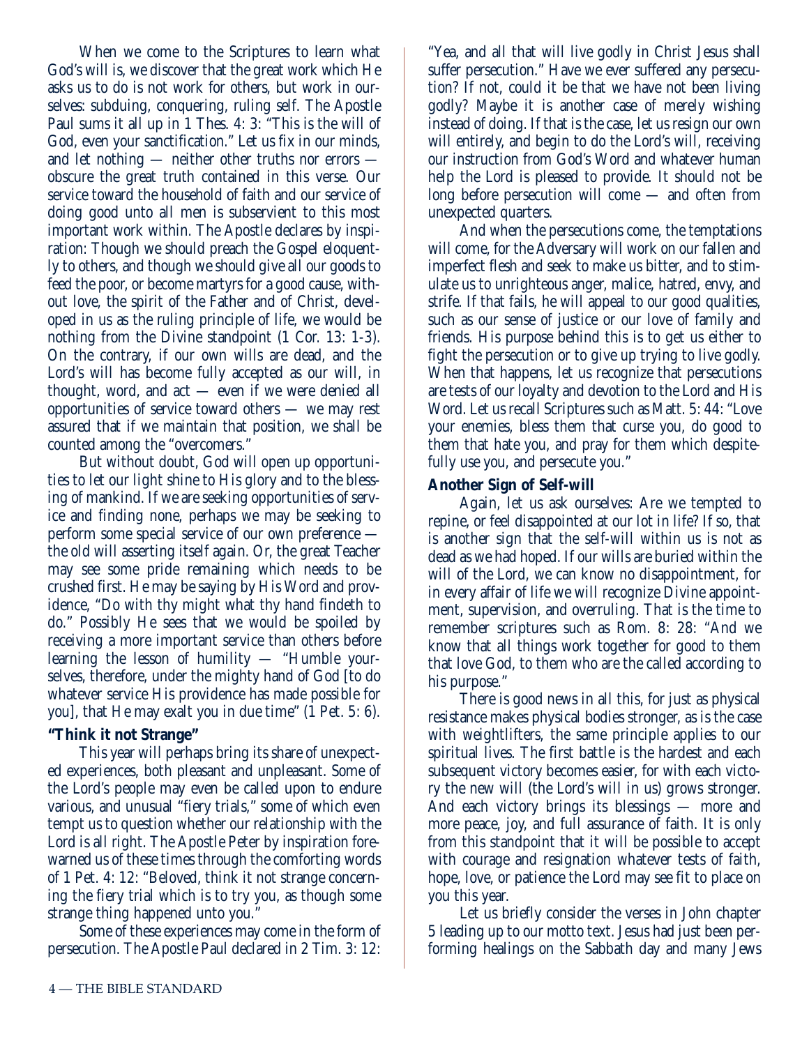When we come to the Scriptures to learn what God's will is, we discover that the great work which He asks us to do is not work for others, but work in ourselves: subduing, conquering, ruling self. The Apostle Paul sums it all up in 1 Thes. 4: 3: "This is the will of God, even your sanctification." Let us fix in our minds, and let nothing — neither other truths nor errors — obscure the great truth contained in this verse. Our service toward the household of faith and our service of doing good unto all men is subservient to this most important work within. The Apostle declares by inspiration: Though we should preach the Gospel eloquently to others, and though we should give all our goods to feed the poor, or become martyrs for a good cause, without love, the spirit of the Father and of Christ, developed in us as the ruling principle of life, we would be nothing from the Divine standpoint (1 Cor. 13: 1-3). On the contrary, if our own wills are dead, and the Lord's will has become fully accepted as our will, in thought, word, and act — even if we were denied all opportunities of service toward others — we may rest assured that if we maintain that position, we shall be counted among the "overcomers."

But without doubt, God will open up opportunities to let our light shine to His glory and to the blessing of mankind. If we are seeking opportunities of service and finding none, perhaps we may be seeking to perform some special service of our own preference — the old will asserting itself again. Or, the great Teacher may see some pride remaining which needs to be crushed first. He may be saying by His Word and providence, "Do with thy might what thy hand findeth to do." Possibly He sees that we would be spoiled by receiving a more important service than others before learning the lesson of humility — "Humble yourselves, therefore, under the mighty hand of God [to do whatever service His providence has made possible for you], that He may exalt you in due time" (1 Pet. 5: 6).

### "Think it not Strange"

This year will perhaps bring its share of unexpected experiences, both pleasant and unpleasant. Some of the Lord's people may even be called upon to endure various, and unusual "fiery trials," some of which even tempt us to question whether our relationship with the Lord is all right. The Apostle Peter by inspiration forewarned us of these times through the comforting words of 1 Pet. 4: 12: "Beloved, think it not strange concerning the fiery trial which is to try you, as though some strange thing happened unto you."

Some of these experiences may come in the form of persecution. The Apostle Paul declared in 2 Tim. 3: 12: "Yea, and all that will live godly in Christ Jesus shall suffer persecution." Have we ever suffered any persecution? If not, could it be that we have not been living godly? Maybe it is another case of merely wishing instead of doing. If that is the case, let us resign our own will entirely, and begin to do the Lord's will, receiving our instruction from God's Word and whatever human help the Lord is pleased to provide. It should not be long before persecution will come — and often from unexpected quarters.

And when the persecutions come, the temptations will come, for the Adversary will work on our fallen and imperfect flesh and seek to make us bitter, and to stimulate us to unrighteous anger, malice, hatred, envy, and strife. If that fails, he will appeal to our good qualities, such as our sense of justice or our love of family and friends. His purpose behind this is to get us either to fight the persecution or to give up trying to live godly. When that happens, let us recognize that persecutions are tests of our loyalty and devotion to the Lord and His Word. Let us recall Scriptures such as Matt. 5: 44: "Love your enemies, bless them that curse you, do good to them that hate you, and pray for them which despitefully use you, and persecute you."

### Another Sign of Self-will

Again, let us ask ourselves: Are we tempted to repine, or feel disappointed at our lot in life? If so, that is another sign that the self-will within us is not as dead as we had hoped. If our wills are buried within the will of the Lord, we can know no disappointment, for in every affair of life we will recognize Divine appointment, supervision, and overruling. That is the time to remember scriptures such as Rom. 8: 28: "And we know that all things work together for good to them that love God, to them who are the called according to his purpose."

There is good news in all this, for just as physical resistance makes physical bodies stronger, as is the case with weightlifters, the same principle applies to our spiritual lives. The first battle is the hardest and each subsequent victory becomes easier, for with each victory the new will (the Lord's will in us) grows stronger. And each victory brings its blessings — more and more peace, joy, and full assurance of faith. It is only from this standpoint that it will be possible to accept with courage and resignation whatever tests of faith, hope, love, or patience the Lord may see fit to place on you this year.

Let us briefly consider the verses in John chapter 5 leading up to our motto text. Jesus had just been performing healings on the Sabbath day and many Jews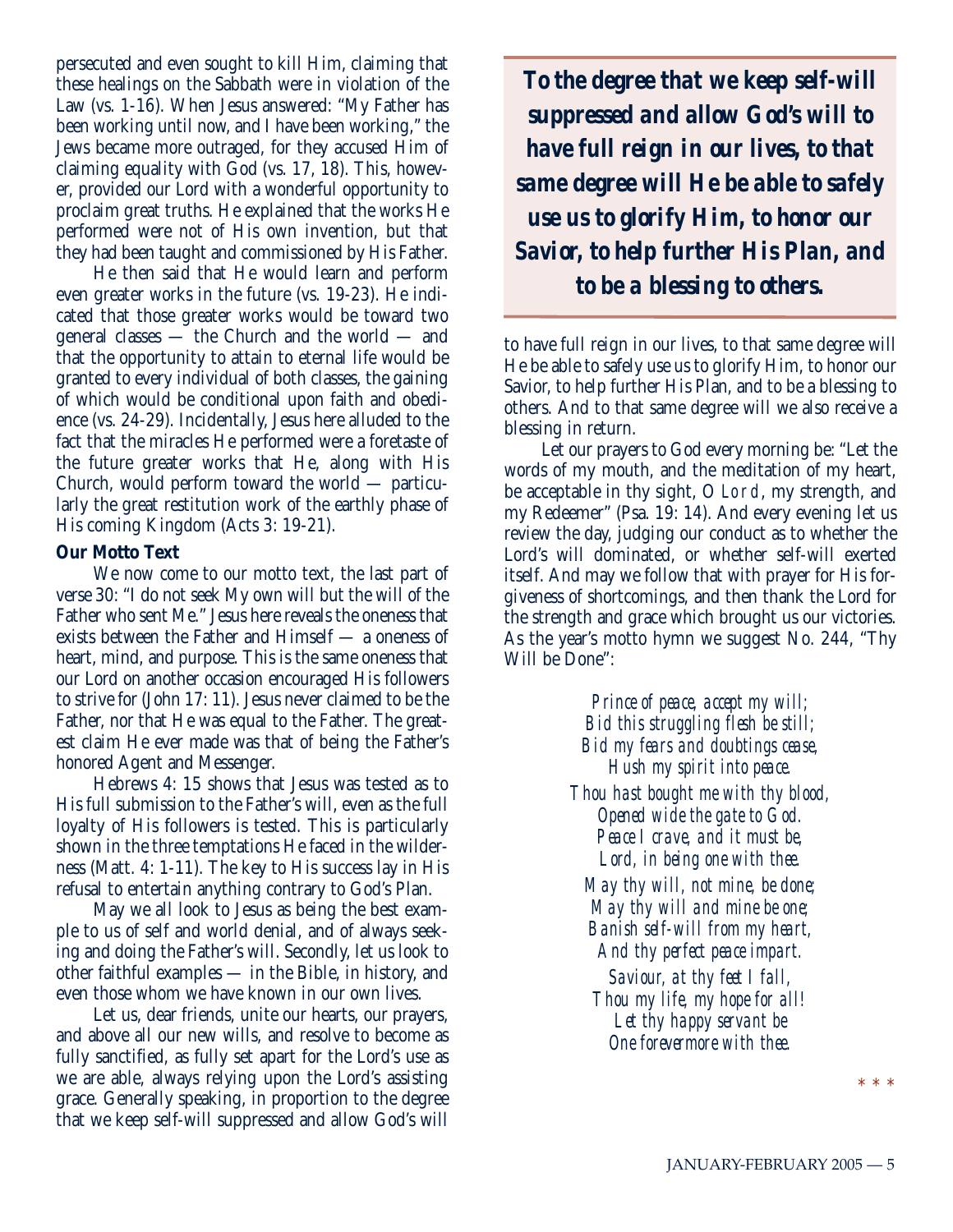persecuted and even sought to kill Him, claiming that these healings on the Sabbath were in violation of the Law (vs. 1-16). When Jesus answered: "My Father has been working until now, and I have been working," the Jews became more outraged, for they accused Him of claiming equality with God (vs. 17, 18). This, however, provided our Lord with a wonderful opportunity to proclaim great truths. He explained that the works He performed were not of His own invention, but that they had been taught and commissioned by His Father.

He then said that He would learn and perform even greater works in the future (vs. 19-23). He indicated that those greater works would be toward two general classes — the Church and the world — and that the opportunity to attain to eternal life would be granted to every individual of both classes, the gaining of which would be conditional upon faith and obedience (vs. 24-29). Incidentally, Jesus here alluded to the fact that the miracles He performed were a foretaste of the future greater works that He, along with His Church, would perform toward the world — particularly the great restitution work of the earthly phase of His coming Kingdom (Acts 3: 19-21).

**Our Motto Text**

We now come to our motto text, the last part of verse 30: "I do not seek My own will but the will of the Father who sent Me." Jesus here reveals the oneness that exists between the Father and Himself — a oneness of heart, mind, and purpose. This is the same oneness that our Lord on another occasion encouraged His followers to strive for (John 17: 11). Jesus never claimed to be the Father, nor that He was equal to the Father. The greatest claim He ever made was that of being the Father's honored Agent and Messenger.

Hebrews 4: 15 shows that Jesus was tested as to His full submission to the Father's will, even as the full loyalty of His followers is tested. This is particularly shown in the three temptations He faced in the wilderness (Matt. 4: 1-11). The key to His success lay in His refusal to entertain anything contrary to God's Plan.

May we all look to Jesus as being the best example to us of self and world denial, and of always seeking and doing the Father's will. Secondly, let us look to other faithful examples — in the Bible, in history, and even those whom we have known in our own lives.

Let us, dear friends, unite our hearts, our prayers, and above all our new wills, and resolve to become as fully sanctified, as fully set apart for the Lord's use as we are able, always relying upon the Lord's assisting grace. Generally speaking, in proportion to the degree that we keep self-will suppressed and allow God's will to have full reign in our lives, to that same degree will He be able to safely use us to glorify Him, to honor our Savior, to help further His Plan, and to be a blessing to others. And to that same degree will we also receive a blessing in return.

> ***To the degree that we keep self-will suppressed and allow God's will to have full reign in our lives, to that same degree will He be able to safely use us to glorify Him, to honor our Savior, to help further His Plan, and to be a blessing to others.***

Let our prayers to God every morning be: "Let the words of my mouth, and the meditation of my heart, be acceptable in thy sight, O LORD, my strength, and my Redeemer" (Psa. 19: 14). And every evening let us review the day, judging our conduct as to whether the Lord's will dominated, or whether self-will exerted itself. And may we follow that with prayer for His forgiveness of shortcomings, and then thank the Lord for the strength and grace which brought us our victories. As the year's motto hymn we suggest No. 244, "Thy Will be Done":

*Prince of peace, accept my will;*
*Bid this struggling flesh be still;*
*Bid my fears and doubtings cease,*
*Hush my spirit into peace.*

*Thou hast bought me with thy blood,*
*Opened wide the gate to God.*
*Peace I crave, and it must be,*
*Lord, in being one with thee.*

*May thy will, not mine, be done;*
*May thy will and mine be one;*
*Banish self-will from my heart,*
*And thy perfect peace impart.*

*Saviour, at thy feet I fall,*
*Thou my life, my hope for all!*
*Let thy happy servant be*
*One forevermore with thee.*

\* \* \*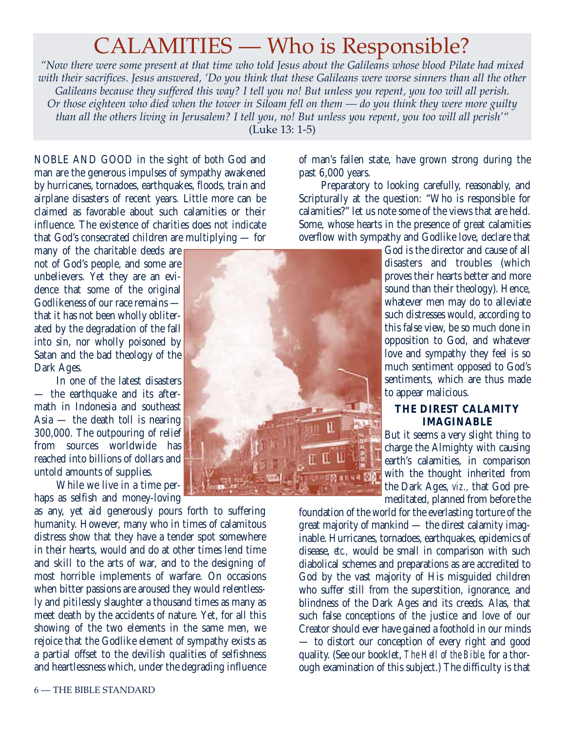# CALAMITIES — Who is Responsible?

*"Now there were some present at that time who told Jesus about the Galileans whose blood Pilate had mixed with their sacrifices. Jesus answered, 'Do you think that these Galileans were worse sinners than all the other Galileans because they suffered this way? I tell you no! But unless you repent, you too will all perish. Or those eighteen who died when the tower in Siloam fell on them — do you think they were more guilty than all the others living in Jerusalem? I tell you, no! But unless you repent, you too will all perish'"*
(Luke 13: 1-5)

NOBLE AND GOOD in the sight of both God and man are the generous impulses of sympathy awakened by hurricanes, tornadoes, earthquakes, floods, train and airplane disasters of recent years. Little more can be claimed as favorable about such calamities or their influence. The existence of charities does not indicate that God's consecrated children are multiplying — for many of the charitable deeds are not of God's people, and some are unbelievers. Yet they are an evidence that some of the original Godlikeness of our race remains — that it has not been wholly obliterated by the degradation of the fall into sin, nor wholly poisoned by Satan and the bad theology of the Dark Ages.

In one of the latest disasters — the earthquake and its aftermath in Indonesia and southeast Asia — the death toll is nearing 300,000. The outpouring of relief from sources worldwide has reached into billions of dollars and untold amounts of supplies.

While we live in a time perhaps as selfish and money-loving as any, yet aid generously pours forth to suffering humanity. However, many who in times of calamitous distress show that they have a tender spot somewhere in their hearts, would and do at other times lend time and skill to the arts of war, and to the designing of most horrible implements of warfare. On occasions when bitter passions are aroused they would relentlessly and pitilessly slaughter a thousand times as many as meet death by the accidents of nature. Yet, for all this showing of the two elements in the same men, we rejoice that the Godlike element of sympathy exists as a partial offset to the devilish qualities of selfishness and heartlessness which, under the degrading influence of man's fallen state, have grown strong during the past 6,000 years.

Preparatory to looking carefully, reasonably, and Scripturally at the question: "Who is responsible for calamities?" let us note some of the views that are held. Some, whose hearts in the presence of great calamities overflow with sympathy and Godlike love, declare that God is the director and cause of all disasters and troubles (which proves their hearts better and more sound than their theology). Hence, whatever men may do to alleviate such distresses would, according to this false view, be so much done in opposition to God, and whatever love and sympathy they feel is so much sentiment opposed to God's sentiments, which are thus made to appear malicious.

### THE DIREST CALAMITY IMAGINABLE

But it seems a very slight thing to charge the Almighty with causing earth's calamities, in comparison with the thought inherited from the Dark Ages, *viz.,* that God premeditated, planned from before the foundation of the world for the everlasting torture of the great majority of mankind — the direst calamity imaginable. Hurricanes, tornadoes, earthquakes, epidemics of disease, *etc.,* would be small in comparison with such diabolical schemes and preparations as are accredited to God by the vast majority of His misguided children who suffer still from the superstition, ignorance, and blindness of the Dark Ages and its creeds. Alas, that such false conceptions of the justice and love of our Creator should ever have gained a foothold in our minds — to distort our conception of every right and good quality. (See our booklet, *The Hell of the Bible,* for a thorough examination of this subject.) The difficulty is that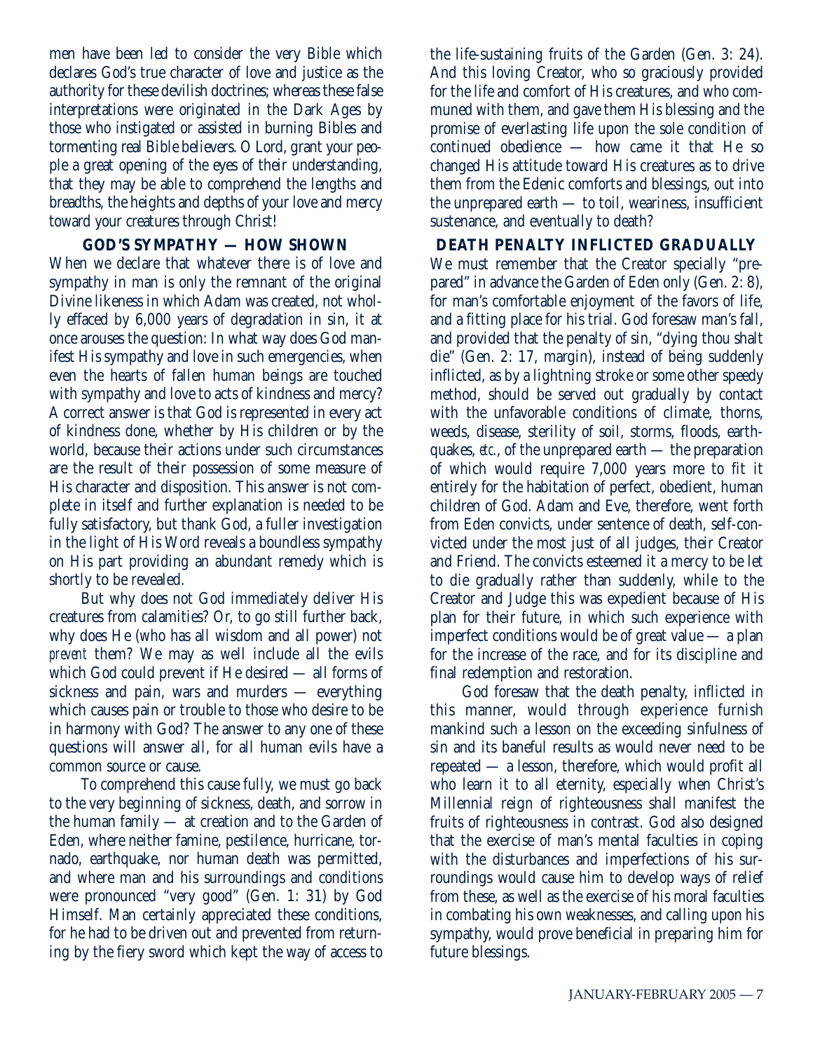men have been led to consider the very Bible which declares God's true character of love and justice as the authority for these devilish doctrines; whereas these false interpretations were originated in the Dark Ages by those who instigated or assisted in burning Bibles and tormenting real Bible believers. O Lord, grant your people a great opening of the eyes of their understanding, that they may be able to comprehend the lengths and breadths, the heights and depths of your love and mercy toward your creatures through Christ!

## GOD'S SYMPATHY — HOW SHOWN

When we declare that whatever there is of love and sympathy in man is only the remnant of the original Divine likeness in which Adam was created, not wholly effaced by 6,000 years of degradation in sin, it at once arouses the question: In what way does God manifest His sympathy and love in such emergencies, when even the hearts of fallen human beings are touched with sympathy and love to acts of kindness and mercy? A correct answer is that God is represented in every act of kindness done, whether by His children or by the world, because their actions under such circumstances are the result of their possession of some measure of His character and disposition. This answer is not complete in itself and further explanation is needed to be fully satisfactory, but thank God, a fuller investigation in the light of His Word reveals a boundless sympathy on His part providing an abundant remedy which is shortly to be revealed.

But why does not God immediately deliver His creatures from calamities? Or, to go still further back, why does He (who has all wisdom and all power) not *prevent* them? We may as well include all the evils which God could prevent if He desired — all forms of sickness and pain, wars and murders — everything which causes pain or trouble to those who desire to be in harmony with God? The answer to any one of these questions will answer all, for all human evils have a common source or cause.

To comprehend this cause fully, we must go back to the very beginning of sickness, death, and sorrow in the human family — at creation and to the Garden of Eden, where neither famine, pestilence, hurricane, tornado, earthquake, nor human death was permitted, and where man and his surroundings and conditions were pronounced "very good" (Gen. 1: 31) by God Himself. Man certainly appreciated these conditions, for he had to be driven out and prevented from returning by the fiery sword which kept the way of access to the life-sustaining fruits of the Garden (Gen. 3: 24). And this loving Creator, who so graciously provided for the life and comfort of His creatures, and who communed with them, and gave them His blessing and the promise of everlasting life upon the sole condition of continued obedience — how came it that He so changed His attitude toward His creatures as to drive them from the Edenic comforts and blessings, out into the unprepared earth — to toil, weariness, insufficient sustenance, and eventually to death?

## DEATH PENALTY INFLICTED GRADUALLY

We must remember that the Creator specially "prepared" in advance the Garden of Eden only (Gen. 2: 8), for man's comfortable enjoyment of the favors of life, and a fitting place for his trial. God foresaw man's fall, and provided that the penalty of sin, "dying thou shalt die" (Gen. 2: 17, margin), instead of being suddenly inflicted, as by a lightning stroke or some other speedy method, should be served out gradually by contact with the unfavorable conditions of climate, thorns, weeds, disease, sterility of soil, storms, floods, earthquakes, *etc.*, of the unprepared earth — the preparation of which would require 7,000 years more to fit it entirely for the habitation of perfect, obedient, human children of God. Adam and Eve, therefore, went forth from Eden convicts, under sentence of death, self-convicted under the most just of all judges, their Creator and Friend. The convicts esteemed it a mercy to be let to die gradually rather than suddenly, while to the Creator and Judge this was expedient because of His plan for their future, in which such experience with imperfect conditions would be of great value — a plan for the increase of the race, and for its discipline and final redemption and restoration.

God foresaw that the death penalty, inflicted in this manner, would through experience furnish mankind such a lesson on the exceeding sinfulness of sin and its baneful results as would never need to be repeated — a lesson, therefore, which would profit all who learn it to all eternity, especially when Christ's Millennial reign of righteousness shall manifest the fruits of righteousness in contrast. God also designed that the exercise of man's mental faculties in coping with the disturbances and imperfections of his surroundings would cause him to develop ways of relief from these, as well as the exercise of his moral faculties in combating his own weaknesses, and calling upon his sympathy, would prove beneficial in preparing him for future blessings.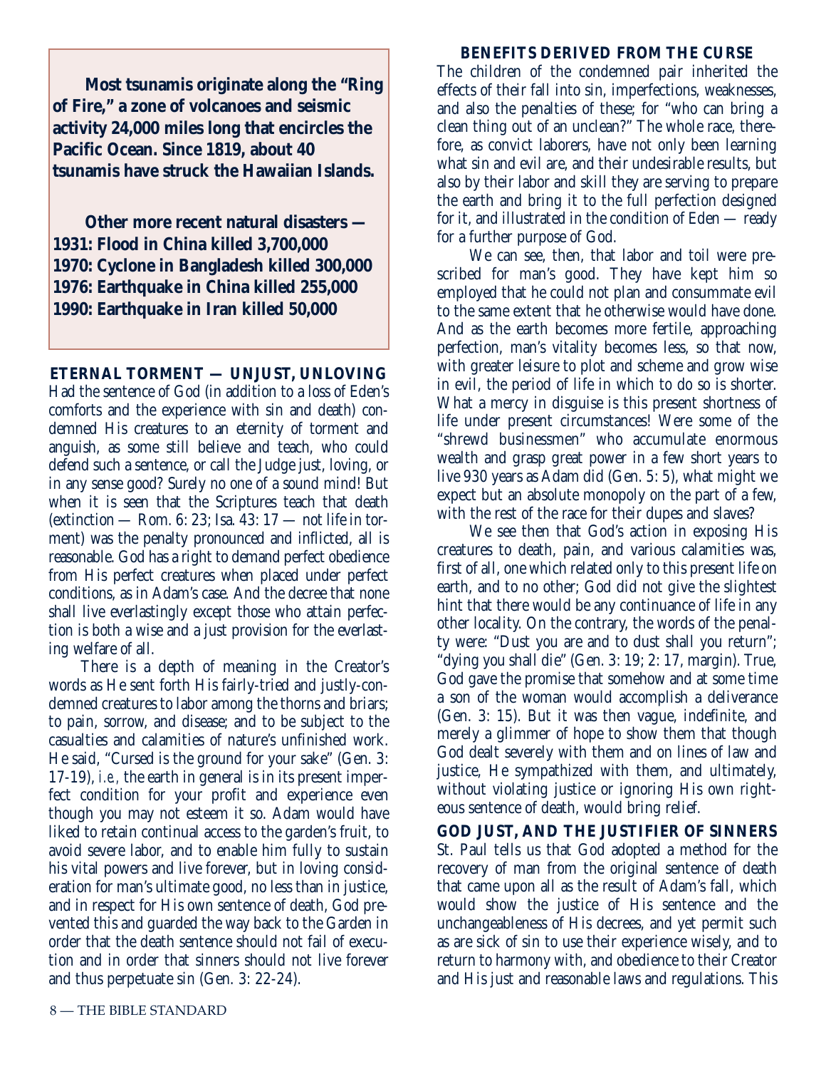**Most tsunamis originate along the "Ring of Fire," a zone of volcanoes and seismic activity 24,000 miles long that encircles the Pacific Ocean. Since 1819, about 40 tsunamis have struck the Hawaiian Islands.**

**Other more recent natural disasters —**
**1931: Flood in China killed 3,700,000**
**1970: Cyclone in Bangladesh killed 300,000**
**1976: Earthquake in China killed 255,000**
**1990: Earthquake in Iran killed 50,000**

### ETERNAL TORMENT — UNJUST, UNLOVING

Had the sentence of God (in addition to a loss of Eden's comforts and the experience with sin and death) condemned His creatures to an eternity of torment and anguish, as some still believe and teach, who could defend such a sentence, or call the Judge just, loving, or in any sense good? Surely no one of a sound mind! But when it is seen that the Scriptures teach that death (extinction — Rom. 6: 23; Isa. 43: 17 — not life in torment) was the penalty pronounced and inflicted, all is reasonable. God has a right to demand perfect obedience from His perfect creatures when placed under perfect conditions, as in Adam's case. And the decree that none shall live everlastingly except those who attain perfection is both a wise and a just provision for the everlasting welfare of all.

There is a depth of meaning in the Creator's words as He sent forth His fairly-tried and justly-condemned creatures to labor among the thorns and briars; to pain, sorrow, and disease; and to be subject to the casualties and calamities of nature's unfinished work. He said, "Cursed is the ground for your sake" (Gen. 3: 17-19), *i.e.,* the earth in general is in its present imperfect condition for your profit and experience even though you may not esteem it so. Adam would have liked to retain continual access to the garden's fruit, to avoid severe labor, and to enable him fully to sustain his vital powers and live forever, but in loving consideration for man's ultimate good, no less than in justice, and in respect for His own sentence of death, God prevented this and guarded the way back to the Garden in order that the death sentence should not fail of execution and in order that sinners should not live forever and thus perpetuate sin (Gen. 3: 22-24).

### BENEFITS DERIVED FROM THE CURSE

The children of the condemned pair inherited the effects of their fall into sin, imperfections, weaknesses, and also the penalties of these; for "who can bring a clean thing out of an unclean?" The whole race, therefore, as convict laborers, have not only been learning what sin and evil are, and their undesirable results, but also by their labor and skill they are serving to prepare the earth and bring it to the full perfection designed for it, and illustrated in the condition of Eden — ready for a further purpose of God.

We can see, then, that labor and toil were prescribed for man's good. They have kept him so employed that he could not plan and consummate evil to the same extent that he otherwise would have done. And as the earth becomes more fertile, approaching perfection, man's vitality becomes less, so that now, with greater leisure to plot and scheme and grow wise in evil, the period of life in which to do so is shorter. What a mercy in disguise is this present shortness of life under present circumstances! Were some of the "shrewd businessmen" who accumulate enormous wealth and grasp great power in a few short years to live 930 years as Adam did (Gen. 5: 5), what might we expect but an absolute monopoly on the part of a few, with the rest of the race for their dupes and slaves?

We see then that God's action in exposing His creatures to death, pain, and various calamities was, first of all, one which related only to this present life on earth, and to no other; God did not give the slightest hint that there would be any continuance of life in any other locality. On the contrary, the words of the penalty were: "Dust you are and to dust shall you return"; "dying you shall die" (Gen. 3: 19; 2: 17, margin). True, God gave the promise that somehow and at some time a son of the woman would accomplish a deliverance (Gen. 3: 15). But it was then vague, indefinite, and merely a glimmer of hope to show them that though God dealt severely with them and on lines of law and justice, He sympathized with them, and ultimately, without violating justice or ignoring His own righteous sentence of death, would bring relief.

### GOD JUST, AND THE JUSTIFIER OF SINNERS

St. Paul tells us that God adopted a method for the recovery of man from the original sentence of death that came upon all as the result of Adam's fall, which would show the justice of His sentence and the unchangeableness of His decrees, and yet permit such as are sick of sin to use their experience wisely, and to return to harmony with, and obedience to their Creator and His just and reasonable laws and regulations. This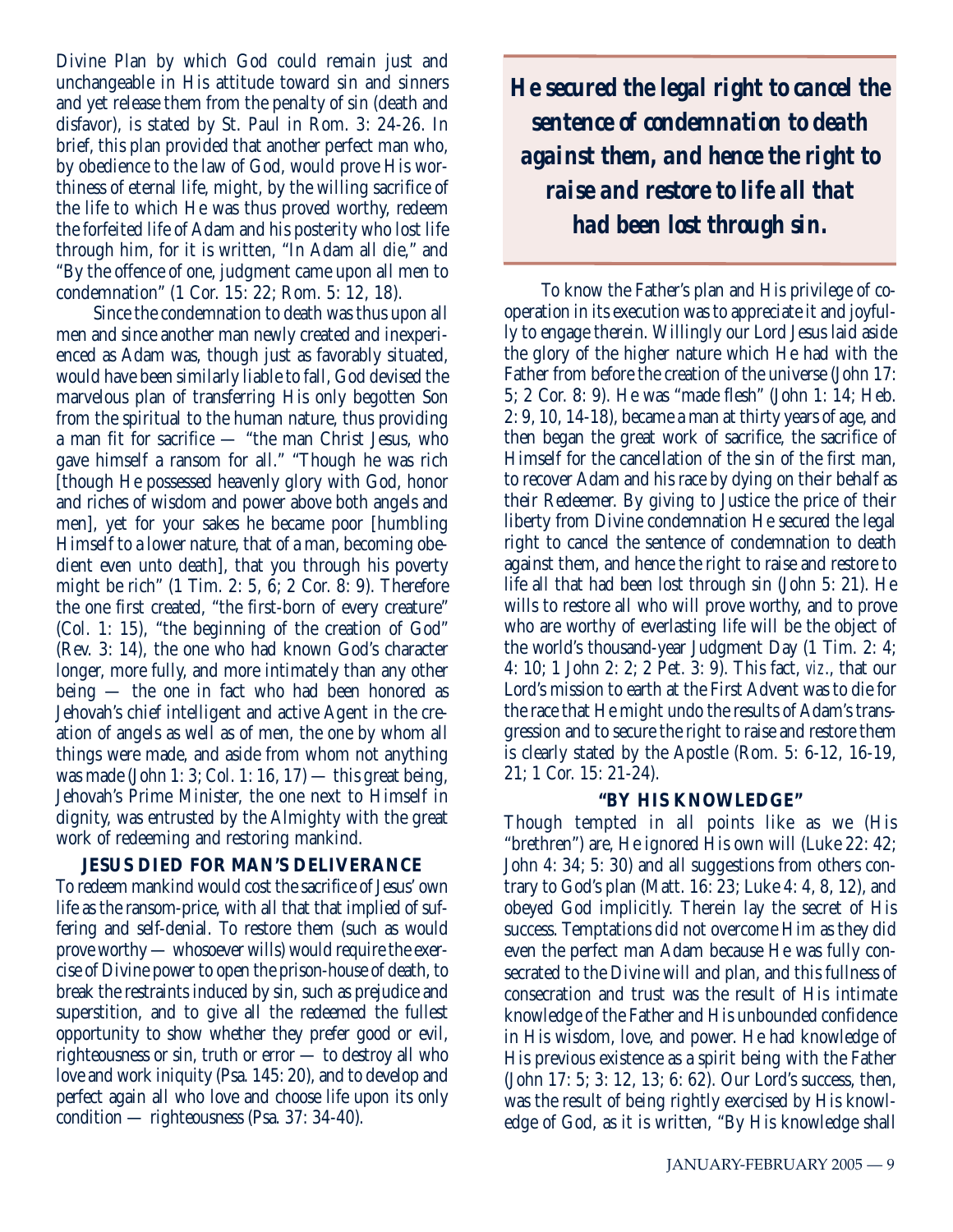Divine Plan by which God could remain just and unchangeable in His attitude toward sin and sinners and yet release them from the penalty of sin (death and disfavor), is stated by St. Paul in Rom. 3: 24-26. In brief, this plan provided that another perfect man who, by obedience to the law of God, would prove His worthiness of eternal life, might, by the willing sacrifice of the life to which He was thus proved worthy, redeem the forfeited life of Adam and his posterity who lost life through him, for it is written, "In Adam all die," and "By the offence of one, judgment came upon all men to condemnation" (1 Cor. 15: 22; Rom. 5: 12, 18).

Since the condemnation to death was thus upon all men and since another man newly created and inexperienced as Adam was, though just as favorably situated, would have been similarly liable to fall, God devised the marvelous plan of transferring His only begotten Son from the spiritual to the human nature, thus providing a man fit for sacrifice — "the man Christ Jesus, who gave himself a ransom for all." "Though he was rich [though He possessed heavenly glory with God, honor and riches of wisdom and power above both angels and men], yet for your sakes he became poor [humbling Himself to a lower nature, that of a man, becoming obedient even unto death], that you through his poverty might be rich" (1 Tim. 2: 5, 6; 2 Cor. 8: 9). Therefore the one first created, "the first-born of every creature" (Col. 1: 15), "the beginning of the creation of God" (Rev. 3: 14), the one who had known God's character longer, more fully, and more intimately than any other being — the one in fact who had been honored as Jehovah's chief intelligent and active Agent in the creation of angels as well as of men, the one by whom all things were made, and aside from whom not anything was made (John 1: 3; Col. 1: 16, 17) — this great being, Jehovah's Prime Minister, the one next to Himself in dignity, was entrusted by the Almighty with the great work of redeeming and restoring mankind.

### JESUS DIED FOR MAN'S DELIVERANCE

To redeem mankind would cost the sacrifice of Jesus' own life as the ransom-price, with all that that implied of suffering and self-denial. To restore them (such as would prove worthy — whosoever wills) would require the exercise of Divine power to open the prison-house of death, to break the restraints induced by sin, such as prejudice and superstition, and to give all the redeemed the fullest opportunity to show whether they prefer good or evil, righteousness or sin, truth or error — to destroy all who love and work iniquity (Psa. 145: 20), and to develop and perfect again all who love and choose life upon its only condition — righteousness (Psa. 37: 34-40).

> ***He secured the legal right to cancel the sentence of condemnation to death against them, and hence the right to raise and restore to life all that had been lost through sin.***

To know the Father's plan and His privilege of co-operation in its execution was to appreciate it and joyfully to engage therein. Willingly our Lord Jesus laid aside the glory of the higher nature which He had with the Father from before the creation of the universe (John 17: 5; 2 Cor. 8: 9). He was "made flesh" (John 1: 14; Heb. 2: 9, 10, 14-18), became a man at thirty years of age, and then began the great work of sacrifice, the sacrifice of Himself for the cancellation of the sin of the first man, to recover Adam and his race by dying on their behalf as their Redeemer. By giving to Justice the price of their liberty from Divine condemnation He secured the legal right to cancel the sentence of condemnation to death against them, and hence the right to raise and restore to life all that had been lost through sin (John 5: 21). He wills to restore all who will prove worthy, and to prove who are worthy of everlasting life will be the object of the world's thousand-year Judgment Day (1 Tim. 2: 4; 4: 10; 1 John 2: 2; 2 Pet. 3: 9). This fact, *viz*., that our Lord's mission to earth at the First Advent was to die for the race that He might undo the results of Adam's transgression and to secure the right to raise and restore them is clearly stated by the Apostle (Rom. 5: 6-12, 16-19, 21; 1 Cor. 15: 21-24).

### "BY HIS KNOWLEDGE"

Though tempted in all points like as we (His "brethren") are, He ignored His own will (Luke 22: 42; John 4: 34; 5: 30) and all suggestions from others contrary to God's plan (Matt. 16: 23; Luke 4: 4, 8, 12), and obeyed God implicitly. Therein lay the secret of His success. Temptations did not overcome Him as they did even the perfect man Adam because He was fully consecrated to the Divine will and plan, and this fullness of consecration and trust was the result of His intimate knowledge of the Father and His unbounded confidence in His wisdom, love, and power. He had knowledge of His previous existence as a spirit being with the Father (John 17: 5; 3: 12, 13; 6: 62). Our Lord's success, then, was the result of being rightly exercised by His knowledge of God, as it is written, "By His knowledge shall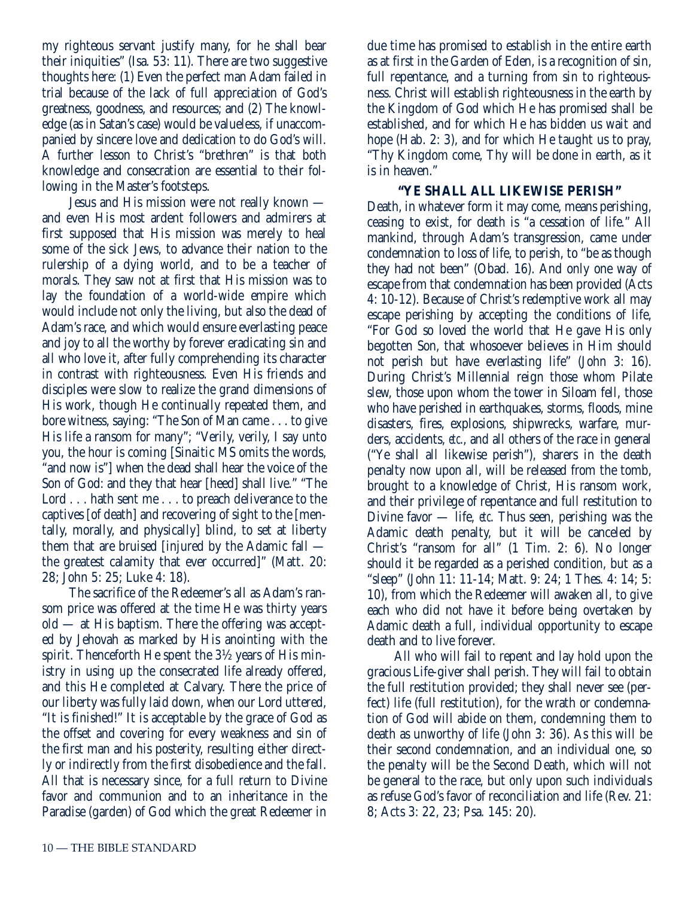my righteous servant justify many, for he shall bear their iniquities" (Isa. 53: 11). There are two suggestive thoughts here: (1) Even the perfect man Adam failed in trial because of the lack of full appreciation of God's greatness, goodness, and resources; and (2) The knowledge (as in Satan's case) would be valueless, if unaccompanied by sincere love and dedication to do God's will. A further lesson to Christ's "brethren" is that both knowledge and consecration are essential to their following in the Master's footsteps.

Jesus and His mission were not really known — and even His most ardent followers and admirers at first supposed that His mission was merely to heal some of the sick Jews, to advance their nation to the rulership of a dying world, and to be a teacher of morals. They saw not at first that His mission was to lay the foundation of a world-wide empire which would include not only the living, but also the dead of Adam's race, and which would ensure everlasting peace and joy to all the worthy by forever eradicating sin and all who love it, after fully comprehending its character in contrast with righteousness. Even His friends and disciples were slow to realize the grand dimensions of His work, though He continually repeated them, and bore witness, saying: "The Son of Man came . . . to give His life a ransom for many"; "Verily, verily, I say unto you, the hour is coming [Sinaitic MS omits the words, "and now is"] when the dead shall hear the voice of the Son of God: and they that hear [heed] shall live." "The Lord . . . hath sent me . . . to preach deliverance to the captives [of death] and recovering of sight to the [mentally, morally, and physically] blind, to set at liberty them that are bruised [injured by the Adamic fall — the greatest calamity that ever occurred]" (Matt. 20: 28; John 5: 25; Luke 4: 18).

The sacrifice of the Redeemer's all as Adam's ransom price was offered at the time He was thirty years old — at His baptism. There the offering was accepted by Jehovah as marked by His anointing with the spirit. Thenceforth He spent the 3½ years of His ministry in using up the consecrated life already offered, and this He completed at Calvary. There the price of our liberty was fully laid down, when our Lord uttered, "It is finished!" It is acceptable by the grace of God as the offset and covering for every weakness and sin of the first man and his posterity, resulting either directly or indirectly from the first disobedience and the fall. All that is necessary since, for a full return to Divine favor and communion and to an inheritance in the Paradise (garden) of God which the great Redeemer in due time has promised to establish in the entire earth as at first in the Garden of Eden, is a recognition of sin, full repentance, and a turning from sin to righteousness. Christ will establish righteousness in the earth by the Kingdom of God which He has promised shall be established, and for which He has bidden us wait and hope (Hab. 2: 3), and for which He taught us to pray, "Thy Kingdom come, Thy will be done in earth, as it is in heaven."

### "YE SHALL ALL LIKEWISE PERISH"

Death, in whatever form it may come, means perishing, ceasing to exist, for death is "a cessation of life." All mankind, through Adam's transgression, came under condemnation to loss of life, to perish, to "be as though they had not been" (Obad. 16). And only one way of escape from that condemnation has been provided (Acts 4: 10-12). Because of Christ's redemptive work all may escape perishing by accepting the conditions of life, "For God so loved the world that He gave His only begotten Son, that whosoever believes in Him should not perish but have everlasting life" (John 3: 16). During Christ's Millennial reign those whom Pilate slew, those upon whom the tower in Siloam fell, those who have perished in earthquakes, storms, floods, mine disasters, fires, explosions, shipwrecks, warfare, murders, accidents, *etc.*, and all others of the race in general ("Ye shall all likewise perish"), sharers in the death penalty now upon all, will be released from the tomb, brought to a knowledge of Christ, His ransom work, and their privilege of repentance and full restitution to Divine favor — life, *etc.* Thus seen, perishing was the Adamic death penalty, but it will be canceled by Christ's "ransom for all" (1 Tim. 2: 6). No longer should it be regarded as a perished condition, but as a "sleep" (John 11: 11-14; Matt. 9: 24; 1 Thes. 4: 14; 5: 10), from which the Redeemer will awaken all, to give each who did not have it before being overtaken by Adamic death a full, individual opportunity to escape death and to live forever.

All who will fail to repent and lay hold upon the gracious Life-giver shall perish. They will fail to obtain the full restitution provided; they shall never see (perfect) life (full restitution), for the wrath or condemnation of God will abide on them, condemning them to death as unworthy of life (John 3: 36). As this will be their second condemnation, and an individual one, so the penalty will be the Second Death, which will not be general to the race, but only upon such individuals as refuse God's favor of reconciliation and life (Rev. 21: 8; Acts 3: 22, 23; Psa. 145: 20).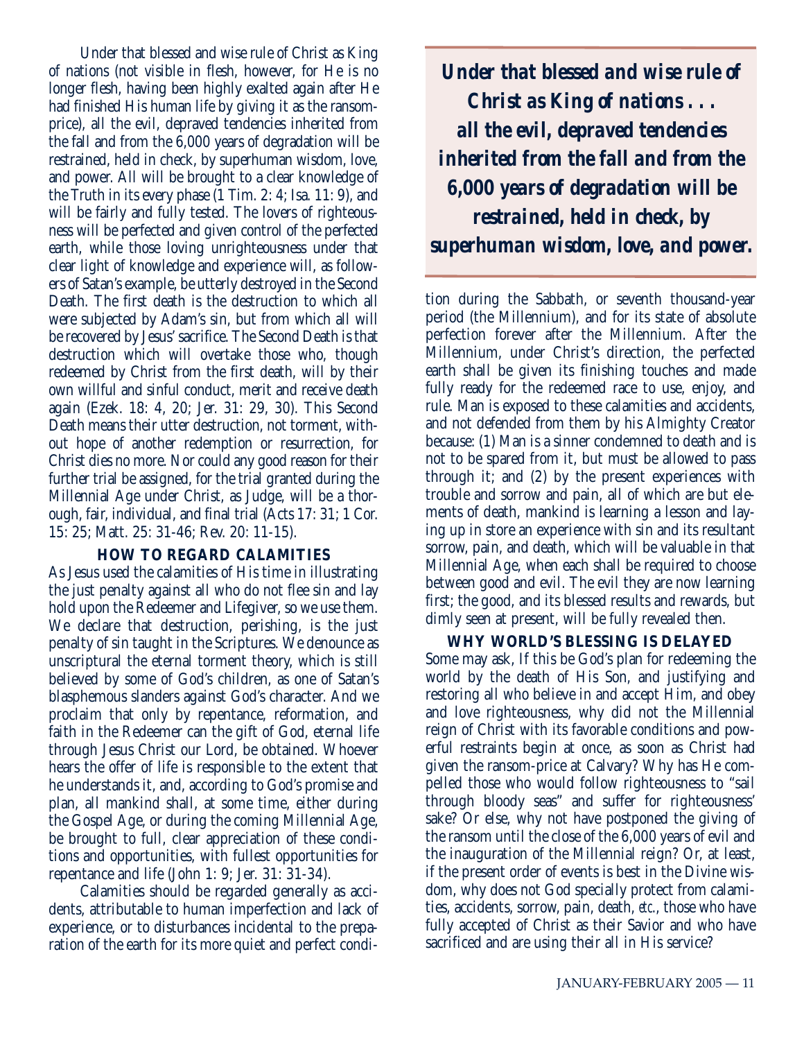Under that blessed and wise rule of Christ as King of nations (not visible in flesh, however, for He is no longer flesh, having been highly exalted again after He had finished His human life by giving it as the ransom-price), all the evil, depraved tendencies inherited from the fall and from the 6,000 years of degradation will be restrained, held in check, by superhuman wisdom, love, and power. All will be brought to a clear knowledge of the Truth in its every phase (1 Tim. 2: 4; Isa. 11: 9), and will be fairly and fully tested. The lovers of righteousness will be perfected and given control of the perfected earth, while those loving unrighteousness under that clear light of knowledge and experience will, as followers of Satan's example, be utterly destroyed in the Second Death. The first death is the destruction to which all were subjected by Adam's sin, but from which all will be recovered by Jesus' sacrifice. The Second Death is that destruction which will overtake those who, though redeemed by Christ from the first death, will by their own willful and sinful conduct, merit and receive death again (Ezek. 18: 4, 20; Jer. 31: 29, 30). This Second Death means their utter destruction, not torment, without hope of another redemption or resurrection, for Christ dies no more. Nor could any good reason for their further trial be assigned, for the trial granted during the Millennial Age under Christ, as Judge, will be a thorough, fair, individual, and final trial (Acts 17: 31; 1 Cor. 15: 25; Matt. 25: 31-46; Rev. 20: 11-15).

> ***Under that blessed and wise rule of Christ as King of nations . . . all the evil, depraved tendencies inherited from the fall and from the 6,000 years of degradation will be restrained, held in check, by superhuman wisdom, love, and power.***

### HOW TO REGARD CALAMITIES

As Jesus used the calamities of His time in illustrating the just penalty against all who do not flee sin and lay hold upon the Redeemer and Lifegiver, so we use them. We declare that destruction, perishing, is the just penalty of sin taught in the Scriptures. We denounce as unscriptural the eternal torment theory, which is still believed by some of God's children, as one of Satan's blasphemous slanders against God's character. And we proclaim that only by repentance, reformation, and faith in the Redeemer can the gift of God, eternal life through Jesus Christ our Lord, be obtained. Whoever hears the offer of life is responsible to the extent that he understands it, and, according to God's promise and plan, all mankind shall, at some time, either during the Gospel Age, or during the coming Millennial Age, be brought to full, clear appreciation of these conditions and opportunities, with fullest opportunities for repentance and life (John 1: 9; Jer. 31: 31-34).

Calamities should be regarded generally as accidents, attributable to human imperfection and lack of experience, or to disturbances incidental to the preparation of the earth for its more quiet and perfect condition during the Sabbath, or seventh thousand-year period (the Millennium), and for its state of absolute perfection forever after the Millennium. After the Millennium, under Christ's direction, the perfected earth shall be given its finishing touches and made fully ready for the redeemed race to use, enjoy, and rule. Man is exposed to these calamities and accidents, and not defended from them by his Almighty Creator because: (1) Man is a sinner condemned to death and is not to be spared from it, but must be allowed to pass through it; and (2) by the present experiences with trouble and sorrow and pain, all of which are but elements of death, mankind is learning a lesson and laying up in store an experience with sin and its resultant sorrow, pain, and death, which will be valuable in that Millennial Age, when each shall be required to choose between good and evil. The evil they are now learning first; the good, and its blessed results and rewards, but dimly seen at present, will be fully revealed then.

### WHY WORLD'S BLESSING IS DELAYED

Some may ask, If this be God's plan for redeeming the world by the death of His Son, and justifying and restoring all who believe in and accept Him, and obey and love righteousness, why did not the Millennial reign of Christ with its favorable conditions and powerful restraints begin at once, as soon as Christ had given the ransom-price at Calvary? Why has He compelled those who would follow righteousness to "sail through bloody seas" and suffer for righteousness' sake? Or else, why not have postponed the giving of the ransom until the close of the 6,000 years of evil and the inauguration of the Millennial reign? Or, at least, if the present order of events is best in the Divine wisdom, why does not God specially protect from calamities, accidents, sorrow, pain, death, *etc.*, those who have fully accepted of Christ as their Savior and who have sacrificed and are using their all in His service?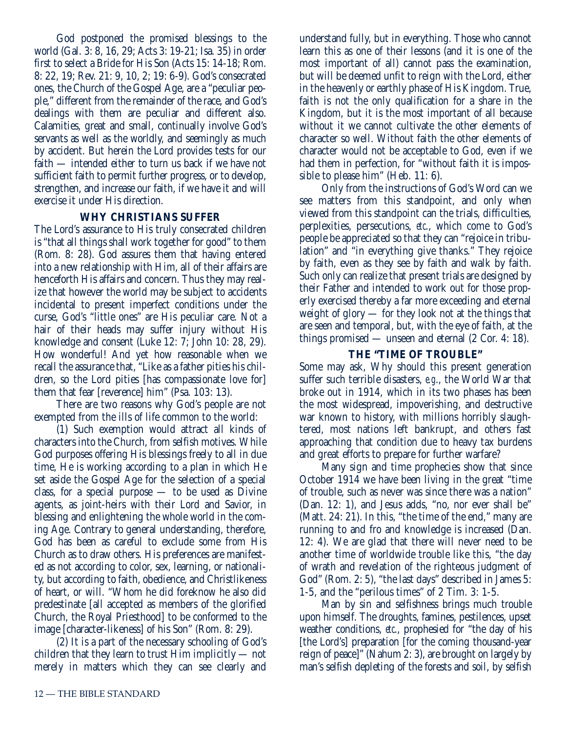God postponed the promised blessings to the world (Gal. 3: 8, 16, 29; Acts 3: 19-21; Isa. 35) in order first to select a Bride for His Son (Acts 15: 14-18; Rom. 8: 22, 19; Rev. 21: 9, 10, 2; 19: 6-9). God's consecrated ones, the Church of the Gospel Age, are a "peculiar people," different from the remainder of the race, and God's dealings with them are peculiar and different also. Calamities, great and small, continually involve God's servants as well as the worldly, and seemingly as much by accident. But herein the Lord provides tests for our faith — intended either to turn us back if we have not sufficient faith to permit further progress, or to develop, strengthen, and increase our faith, if we have it and will exercise it under His direction.

### WHY CHRISTIANS SUFFER

The Lord's assurance to His truly consecrated children is "that all things shall work together for good" to them (Rom. 8: 28). God assures them that having entered into a new relationship with Him, all of their affairs are henceforth His affairs and concern. Thus they may realize that however the world may be subject to accidents incidental to present imperfect conditions under the curse, God's "little ones" are His peculiar care. Not a hair of their heads may suffer injury without His knowledge and consent (Luke 12: 7; John 10: 28, 29). How wonderful! And yet how reasonable when we recall the assurance that, "Like as a father pities his children, so the Lord pities [has compassionate love for] them that fear [reverence] him" (Psa. 103: 13).

There are two reasons why God's people are not exempted from the ills of life common to the world:

(1) Such exemption would attract all kinds of characters into the Church, from selfish motives. While God purposes offering His blessings freely to all in due time, He is working according to a plan in which He set aside the Gospel Age for the selection of a special class, for a special purpose — to be used as Divine agents, as joint-heirs with their Lord and Savior, in blessing and enlightening the whole world in the coming Age. Contrary to general understanding, therefore, God has been as careful to exclude some from His Church as to draw others. His preferences are manifested as not according to color, sex, learning, or nationality, but according to faith, obedience, and Christlikeness of heart, or will. "Whom he did foreknow he also did predestinate [all accepted as members of the glorified Church, the Royal Priesthood] to be conformed to the image [character-likeness] of his Son" (Rom. 8: 29).

(2) It is a part of the necessary schooling of God's children that they learn to trust Him implicitly — not merely in matters which they can see clearly and understand fully, but in everything. Those who cannot learn this as one of their lessons (and it is one of the most important of all) cannot pass the examination, but will be deemed unfit to reign with the Lord, either in the heavenly or earthly phase of His Kingdom. True, faith is not the only qualification for a share in the Kingdom, but it is the most important of all because without it we cannot cultivate the other elements of character so well. Without faith the other elements of character would not be acceptable to God, even if we had them in perfection, for "without faith it is impossible to please him" (Heb. 11: 6).

Only from the instructions of God's Word can we see matters from this standpoint, and only when viewed from this standpoint can the trials, difficulties, perplexities, persecutions, *etc.*, which come to God's people be appreciated so that they can "rejoice in tribulation" and "in everything give thanks." They rejoice by faith, even as they see by faith and walk by faith. Such only can realize that present trials are designed by their Father and intended to work out for those properly exercised thereby a far more exceeding and eternal weight of glory — for they look not at the things that are seen and temporal, but, with the eye of faith, at the things promised — unseen and eternal (2 Cor. 4: 18).

### THE "TIME OF TROUBLE"

Some may ask, Why should this present generation suffer such terrible disasters, *e.g.*, the World War that broke out in 1914, which in its two phases has been the most widespread, impoverishing, and destructive war known to history, with millions horribly slaughtered, most nations left bankrupt, and others fast approaching that condition due to heavy tax burdens and great efforts to prepare for further warfare?

Many sign and time prophecies show that since October 1914 we have been living in the great "time of trouble, such as never was since there was a nation" (Dan. 12: 1), and Jesus adds, "no, nor ever shall be" (Matt. 24: 21). In this, "the time of the end," many are running to and fro and knowledge is increased (Dan. 12: 4). We are glad that there will never need to be another time of worldwide trouble like this, "the day of wrath and revelation of the righteous judgment of God" (Rom. 2: 5), "the last days" described in James 5: 1-5, and the "perilous times" of 2 Tim. 3: 1-5.

Man by sin and selfishness brings much trouble upon himself. The droughts, famines, pestilences, upset weather conditions, *etc.*, prophesied for "the day of his [the Lord's] preparation [for the coming thousand-year reign of peace]" (Nahum 2: 3), are brought on largely by man's selfish depleting of the forests and soil, by selfish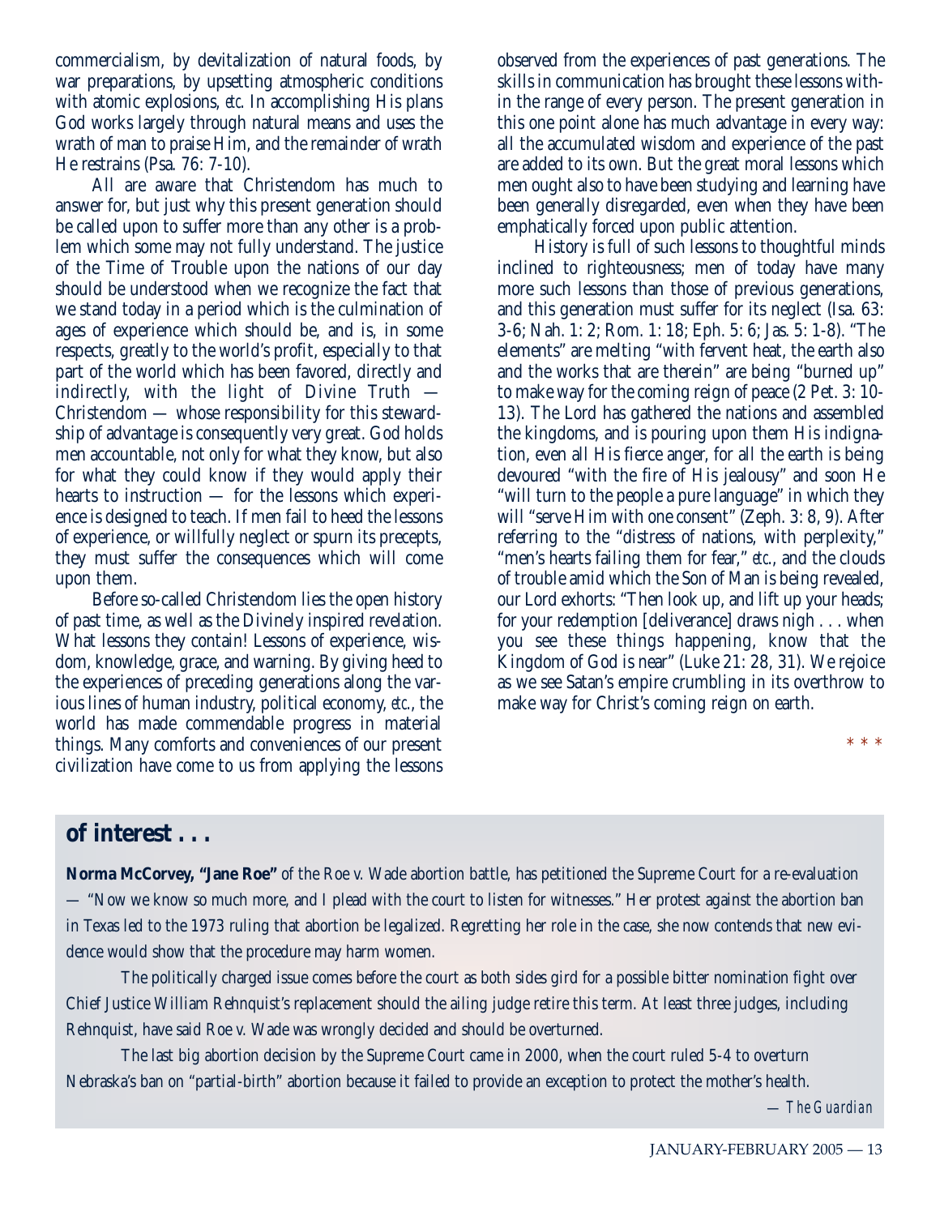commercialism, by devitalization of natural foods, by war preparations, by upsetting atmospheric conditions with atomic explosions, *etc.* In accomplishing His plans God works largely through natural means and uses the wrath of man to praise Him, and the remainder of wrath He restrains (Psa. 76: 7-10).

All are aware that Christendom has much to answer for, but just why this present generation should be called upon to suffer more than any other is a problem which some may not fully understand. The justice of the Time of Trouble upon the nations of our day should be understood when we recognize the fact that we stand today in a period which is the culmination of ages of experience which should be, and is, in some respects, greatly to the world's profit, especially to that part of the world which has been favored, directly and indirectly, with the light of Divine Truth — Christendom — whose responsibility for this stewardship of advantage is consequently very great. God holds men accountable, not only for what they know, but also for what they could know if they would apply their hearts to instruction — for the lessons which experience is designed to teach. If men fail to heed the lessons of experience, or willfully neglect or spurn its precepts, they must suffer the consequences which will come upon them.

Before so-called Christendom lies the open history of past time, as well as the Divinely inspired revelation. What lessons they contain! Lessons of experience, wisdom, knowledge, grace, and warning. By giving heed to the experiences of preceding generations along the various lines of human industry, political economy, *etc.*, the world has made commendable progress in material things. Many comforts and conveniences of our present civilization have come to us from applying the lessons observed from the experiences of past generations. The skills in communication has brought these lessons within the range of every person. The present generation in this one point alone has much advantage in every way: all the accumulated wisdom and experience of the past are added to its own. But the great moral lessons which men ought also to have been studying and learning have been generally disregarded, even when they have been emphatically forced upon public attention.

History is full of such lessons to thoughtful minds inclined to righteousness; men of today have many more such lessons than those of previous generations, and this generation must suffer for its neglect (Isa. 63: 3-6; Nah. 1: 2; Rom. 1: 18; Eph. 5: 6; Jas. 5: 1-8). "The elements" are melting "with fervent heat, the earth also and the works that are therein" are being "burned up" to make way for the coming reign of peace (2 Pet. 3: 10-13). The Lord has gathered the nations and assembled the kingdoms, and is pouring upon them His indignation, even all His fierce anger, for all the earth is being devoured "with the fire of His jealousy" and soon He "will turn to the people a pure language" in which they will "serve Him with one consent" (Zeph. 3: 8, 9). After referring to the "distress of nations, with perplexity," "men's hearts failing them for fear," *etc.*, and the clouds of trouble amid which the Son of Man is being revealed, our Lord exhorts: "Then look up, and lift up your heads; for your redemption [deliverance] draws nigh . . . when you see these things happening, know that the Kingdom of God is near" (Luke 21: 28, 31). We rejoice as we see Satan's empire crumbling in its overthrow to make way for Christ's coming reign on earth.

* * *

## of interest . . .

**Norma McCorvey, "Jane Roe"** of the Roe v. Wade abortion battle, has petitioned the Supreme Court for a re-evaluation — "Now we know so much more, and I plead with the court to listen for witnesses." Her protest against the abortion ban in Texas led to the 1973 ruling that abortion be legalized. Regretting her role in the case, she now contends that new evidence would show that the procedure may harm women.

The politically charged issue comes before the court as both sides gird for a possible bitter nomination fight over Chief Justice William Rehnquist's replacement should the ailing judge retire this term. At least three judges, including Rehnquist, have said Roe v. Wade was wrongly decided and should be overturned.

The last big abortion decision by the Supreme Court came in 2000, when the court ruled 5-4 to overturn Nebraska's ban on "partial-birth" abortion because it failed to provide an exception to protect the mother's health.

*— The Guardian*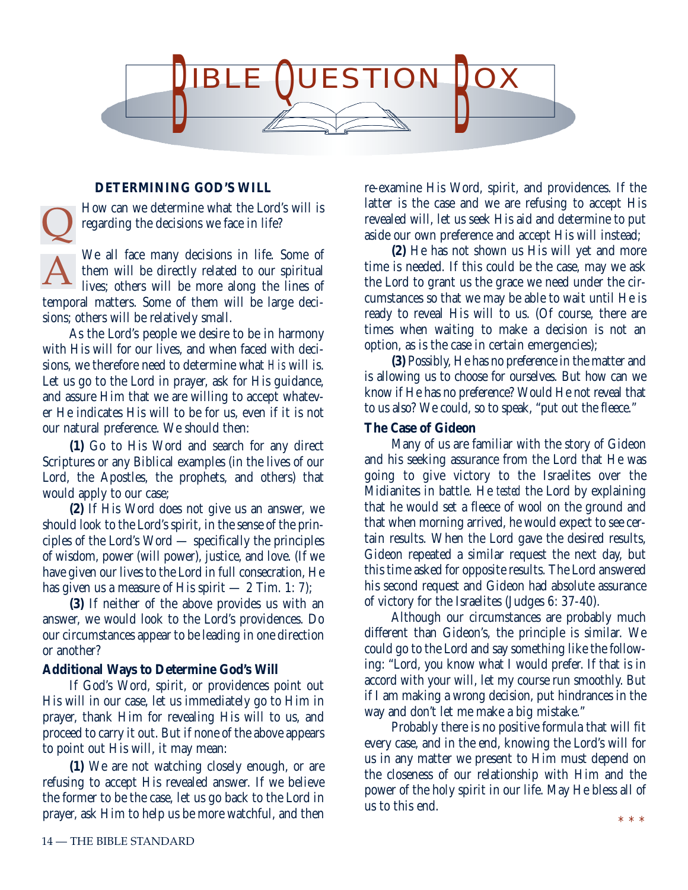# BIBLE QUESTION BOX

## DETERMINING GOD'S WILL

**Q** How can we determine what the Lord's will is regarding the decisions we face in life?

**A** We all face many decisions in life. Some of them will be directly related to our spiritual lives; others will be more along the lines of temporal matters. Some of them will be large decisions; others will be relatively small.

As the Lord's people we desire to be in harmony with His will for our lives, and when faced with decisions, we therefore need to determine what *His* will is. Let us go to the Lord in prayer, ask for His guidance, and assure Him that we are willing to accept whatever He indicates His will to be for us, even if it is not our natural preference. We should then:

**(1)** Go to His Word and search for any direct Scriptures or any Biblical examples (in the lives of our Lord, the Apostles, the prophets, and others) that would apply to our case;

**(2)** If His Word does not give us an answer, we should look to the Lord's spirit, in the sense of the principles of the Lord's Word — specifically the principles of wisdom, power (will power), justice, and love. (If we have given our lives to the Lord in full consecration, He has given us a measure of His spirit — 2 Tim. 1: 7);

**(3)** If neither of the above provides us with an answer, we would look to the Lord's providences. Do our circumstances appear to be leading in one direction or another?

### Additional Ways to Determine God's Will

If God's Word, spirit, or providences point out His will in our case, let us immediately go to Him in prayer, thank Him for revealing His will to us, and proceed to carry it out. But if none of the above appears to point out His will, it may mean:

**(1)** We are not watching closely enough, or are refusing to accept His revealed answer. If we believe the former to be the case, let us go back to the Lord in prayer, ask Him to help us be more watchful, and then re-examine His Word, spirit, and providences. If the latter is the case and we are refusing to accept His revealed will, let us seek His aid and determine to put aside our own preference and accept His will instead;

**(2)** He has not shown us His will yet and more time is needed. If this could be the case, may we ask the Lord to grant us the grace we need under the circumstances so that we may be able to wait until He is ready to reveal His will to us. (Of course, there are times when waiting to make a decision is not an option, as is the case in certain emergencies);

**(3)** Possibly, He has no preference in the matter and is allowing us to choose for ourselves. But how can we know if He has no preference? Would He not reveal that to us also? We could, so to speak, "put out the fleece."

### The Case of Gideon

Many of us are familiar with the story of Gideon and his seeking assurance from the Lord that He was going to give victory to the Israelites over the Midianites in battle. He *tested* the Lord by explaining that he would set a fleece of wool on the ground and that when morning arrived, he would expect to see certain results. When the Lord gave the desired results, Gideon repeated a similar request the next day, but this time asked for opposite results. The Lord answered his second request and Gideon had absolute assurance of victory for the Israelites (Judges 6: 37-40).

Although our circumstances are probably much different than Gideon's, the principle is similar. We could go to the Lord and say something like the following: "Lord, you know what I would prefer. If that is in accord with your will, let my course run smoothly. But if I am making a wrong decision, put hindrances in the way and don't let me make a big mistake."

Probably there is no positive formula that will fit every case, and in the end, knowing the Lord's will for us in any matter we present to Him must depend on the closeness of our relationship with Him and the power of the holy spirit in our life. May He bless all of us to this end.

\* \* \*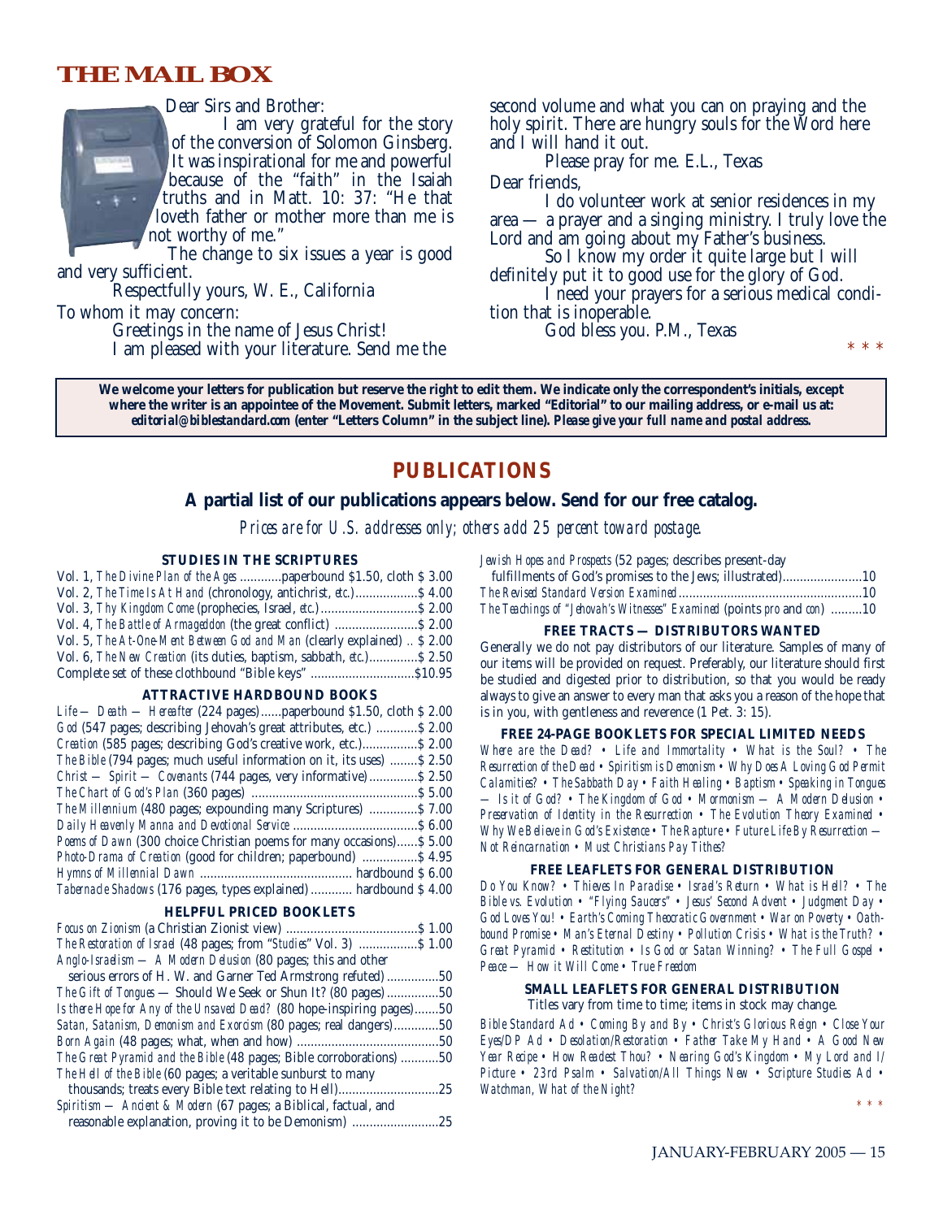## THE MAIL BOX

Dear Sirs and Brother:

I am very grateful for the story of the conversion of Solomon Ginsberg. It was inspirational for me and powerful because of the "faith" in the Isaiah truths and in Matt. 10: 37: "He that loveth father or mother more than me is not worthy of me."

The change to six issues a year is good and very sufficient.

Respectfully yours, W. E., California

To whom it may concern:

Greetings in the name of Jesus Christ!

I am pleased with your literature. Send me the second volume and what you can on praying and the holy spirit. There are hungry souls for the Word here and I will hand it out.

Please pray for me. E.L., Texas

Dear friends,

I do volunteer work at senior residences in my area — a prayer and a singing ministry. I truly love the Lord and am going about my Father's business.

So I know my order it quite large but I will definitely put it to good use for the glory of God.

I need your prayers for a serious medical condition that is inoperable.

God bless you. P.M., Texas

\* \* \*

**We welcome your letters for publication but reserve the right to edit them. We indicate only the correspondent's initials, except where the writer is an appointee of the Movement. Submit letters, marked "Editorial" to our mailing address, or e-mail us at: *editorial@biblestandard.com* (enter "Letters Column" in the subject line). *Please give your full name and postal address.***

## PUBLICATIONS

### A partial list of our publications appears below. Send for our free catalog.

*Prices are for U.S. addresses only; others add 25 percent toward postage.*

#### STUDIES IN THE SCRIPTURES

Vol. 1, *The Divine Plan of the Ages* ............paperbound $1.50, cloth $ 3.00
Vol. 2, *The Time Is At Hand* (chronology, antichrist, *etc.*)..................$ 4.00
Vol. 3, *Thy Kingdom Come* (prophecies, Israel, *etc.*)............................$ 2.00
Vol. 4, *The Battle of Armageddon* (the great conflict) ........................$ 2.00
Vol. 5, *The At-One-Ment Between God and Man* (clearly explained) .. $ 2.00
Vol. 6, *The New Creation* (its duties, baptism, sabbath, *etc.*)..............$ 2.50
Complete set of these clothbound "Bible keys" .............................$10.95

#### ATTRACTIVE HARDBOUND BOOKS

*Life — Death — Hereafter* (224 pages)......paperbound $1.50, cloth $ 2.00
*God* (547 pages; describing Jehovah's great attributes, etc.) ............$ 2.00
*Creation* (585 pages; describing God's creative work, etc.)................$ 2.00
*The Bible* (794 pages; much useful information on it, its uses) ........$ 2.50
*Christ — Spirit — Covenants* (744 pages, very informative)..............$ 2.50
*The Chart of God's Plan* (360 pages) ................................................$ 5.00
*The Millennium* (480 pages; expounding many Scriptures) ..............$ 7.00
*Daily Heavenly Manna and Devotional Service* ....................................$ 6.00
*Poems of Dawn* (300 choice Christian poems for many occasions)......$ 5.00
*Photo-Drama of Creation* (good for children; paperbound) ................$ 4.95
*Hymns of Millennial Dawn* ............................................ hardbound $ 6.00
*Tabernacle Shadows* (176 pages, types explained)............ hardbound $ 4.00

#### HELPFUL PRICED BOOKLETS

*Focus on Zionism* (a Christian Zionist view) ......................................$ 1.00
*The Restoration of Israel* (48 pages; from "*Studies*" Vol. 3) .................$ 1.00
*Anglo-Israelism — A Modern Delusion* (80 pages; this and other serious errors of H. W. and Garner Ted Armstrong refuted) ...............50
*The Gift of Tongues* — Should We Seek or Shun It? (80 pages) ...............50
*Is there Hope for Any of the Unsaved Dead?* (80 hope-inspiring pages).......50
*Satan, Satanism, Demonism and Exorcism* (80 pages; real dangers).............50
*Born Again* (48 pages; what, when and how) .........................................50
*The Great Pyramid and the Bible* (48 pages; Bible corroborations) ...........50
*The Hell of the Bible* (60 pages; a veritable sunburst to many thousands; treats every Bible text relating to Hell).............................25
*Spiritism — Ancient & Modern* (67 pages; a Biblical, factual, and reasonable explanation, proving it to be Demonism) .........................25
*Jewish Hopes and Prospects* (52 pages; describes present-day fulfillments of God's promises to the Jews; illustrated).......................10
*The Revised Standard Version Examined*.....................................................10
*The Teachings of "Jehovah's Witnesses" Examined* (points *pro* and *con*) .........10

#### FREE TRACTS — DISTRIBUTORS WANTED

Generally we do not pay distributors of our literature. Samples of many of our items will be provided on request. Preferably, our literature should first be studied and digested prior to distribution, so that you would be ready always to give an answer to every man that asks you a reason of the hope that is in you, with gentleness and reverence (1 Pet. 3: 15).

#### FREE 24-PAGE BOOKLETS FOR SPECIAL LIMITED NEEDS

*Where are the Dead?* • *Life and Immortality* • *What is the Soul?* • *The Resurrection of the Dead* • *Spiritism is Demonism* • *Why Does A Loving God Permit Calamities?* • *The Sabbath Day* • *Faith Healing* • *Baptism* • *Speaking in Tongues — Is it of God?* • *The Kingdom of God* • *Mormonism — A Modern Delusion* • *Preservation of Identity in the Resurrection* • *The Evolution Theory Examined* • *Why We Believe in God's Existence* • *The Rapture* • *Future Life By Resurrection — Not Reincarnation* • *Must Christians Pay Tithes?*

#### FREE LEAFLETS FOR GENERAL DISTRIBUTION

*Do You Know?* • *Thieves In Paradise* • *Israel's Return* • *What is Hell?* • *The Bible vs. Evolution* • *"Flying Saucers"* • *Jesus' Second Advent* • *Judgment Day* • *God Loves You!* • *Earth's Coming Theocratic Government* • *War on Poverty* • *Oath-bound Promise* • *Man's Eternal Destiny* • *Pollution Crisis* • *What is the Truth?* • *Great Pyramid* • *Restitution* • *Is God or Satan Winning?* • *The Full Gospel* • *Peace — How it Will Come* • *True Freedom*

#### SMALL LEAFLETS FOR GENERAL DISTRIBUTION

Titles vary from time to time; items in stock may change.

*Bible Standard Ad* • *Coming By and By* • *Christ's Glorious Reign* • *Close Your Eyes/DP Ad* • *Desolation/Restoration* • *Father Take My Hand* • *A Good New Year Recipe* • *How Readest Thou?* • *Nearing God's Kingdom* • *My Lord and I/ Picture* • *23rd Psalm* • *Salvation/All Things New* • *Scripture Studies Ad* • *Watchman, What of the Night?*

\* \* \*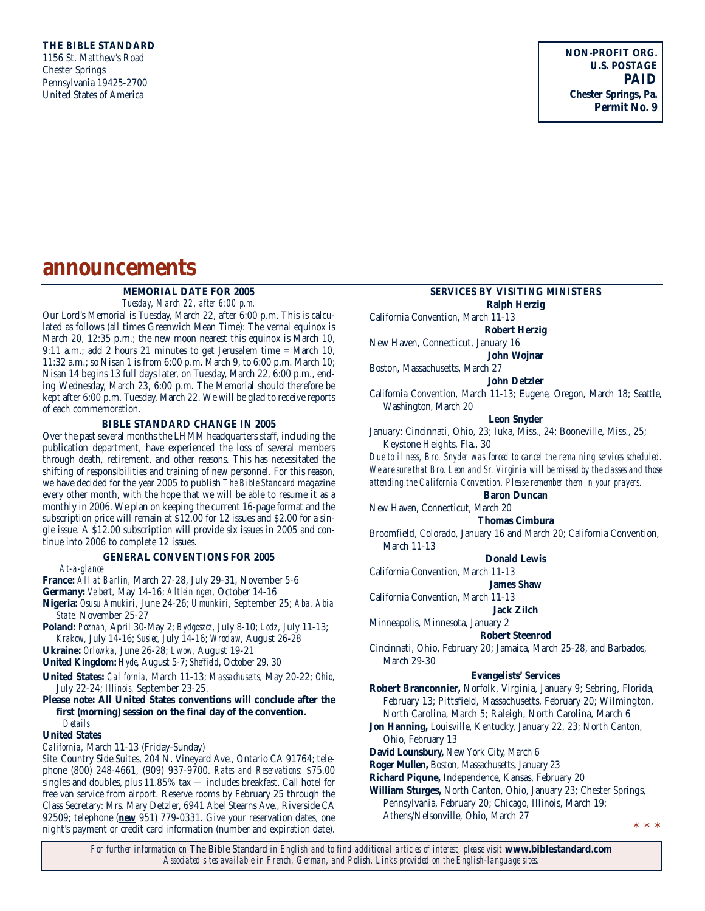THE BIBLE STANDARD
1156 St. Matthew's Road
Chester Springs
Pennsylvania 19425-2700
United States of America

NON-PROFIT ORG.
U.S. POSTAGE
**PAID**
Chester Springs, Pa.
Permit No. 9

# announcements

### MEMORIAL DATE FOR 2005

*Tuesday, March 22, after 6:00 p.m.*

Our Lord's Memorial is Tuesday, March 22, after 6:00 p.m. This is calculated as follows (all times Greenwich Mean Time): The vernal equinox is March 20, 12:35 p.m.; the new moon nearest this equinox is March 10, 9:11 a.m.; add 2 hours 21 minutes to get Jerusalem time = March 10, 11:32 a.m.; so Nisan 1 is from 6:00 p.m. March 9, to 6:00 p.m. March 10; Nisan 14 begins 13 full days later, on Tuesday, March 22, 6:00 p.m., ending Wednesday, March 23, 6:00 p.m. The Memorial should therefore be kept after 6:00 p.m. Tuesday, March 22. We will be glad to receive reports of each commemoration.

### BIBLE STANDARD CHANGE IN 2005

Over the past several months the LHMM headquarters staff, including the publication department, have experienced the loss of several members through death, retirement, and other reasons. This has necessitated the shifting of responsibilities and training of new personnel. For this reason, we have decided for the year 2005 to publish *The Bible Standard* magazine every other month, with the hope that we will be able to resume it as a monthly in 2006. We plan on keeping the current 16-page format and the subscription price will remain at $12.00 for 12 issues and $2.00 for a single issue. A $12.00 subscription will provide six issues in 2005 and continue into 2006 to complete 12 issues.

### GENERAL CONVENTIONS FOR 2005

*At-a-glance*

**France:** *All at Barlin,* March 27-28, July 29-31, November 5-6
**Germany:** *Velbert,* May 14-16; *Altleiningen,* October 14-16
**Nigeria:** *Osusu Amukiri,* June 24-26; *Umunkiri,* September 25; *Aba, Abia State,* November 25-27
**Poland:** *Poznan,* April 30-May 2; *Bydgoszcz,* July 8-10; *Lodz,* July 11-13; *Krakow,* July 14-16; *Susiec,* July 14-16; *Wroclaw,* August 26-28
**Ukraine:** *Orlowka,* June 26-28; *Lwow,* August 19-21
**United Kingdom:** *Hyde,* August 5-7; *Sheffield,* October 29, 30
**United States:** *California,* March 11-13; *Massachusetts,* May 20-22; *Ohio,* July 22-24; *Illinois,* September 23-25.

**Please note: All United States conventions will conclude after the first (morning) session on the final day of the convention.**

*Details*

**United States**

*California,* March 11-13 (Friday-Sunday)

*Site:* Country Side Suites, 204 N. Vineyard Ave., Ontario CA 91764; telephone (800) 248-4661, (909) 937-9700. *Rates and Reservations:* $75.00 singles and doubles, plus 11.85% tax — includes breakfast. Call hotel for free van service from airport. Reserve rooms by February 25 through the Class Secretary: Mrs. Mary Detzler, 6941 Abel Stearns Ave., Riverside CA 92509; telephone (**new** 951) 779-0331. Give your reservation dates, one night's payment or credit card information (number and expiration date).

### SERVICES BY VISITING MINISTERS

**Ralph Herzig**

California Convention, March 11-13

**Robert Herzig**

New Haven, Connecticut, January 16

**John Wojnar**

Boston, Massachusetts, March 27

**John Detzler**

California Convention, March 11-13; Eugene, Oregon, March 18; Seattle, Washington, March 20

**Leon Snyder**

January: Cincinnati, Ohio, 23; Iuka, Miss., 24; Booneville, Miss., 25; Keystone Heights, Fla., 30

*Due to illness, Bro. Snyder was forced to cancel the remaining services scheduled. We are sure that Bro. Leon and Sr. Virginia will be missed by the classes and those attending the California Convention. Please remember them in your prayers.*

**Baron Duncan**

New Haven, Connecticut, March 20

**Thomas Cimbura**

Broomfield, Colorado, January 16 and March 20; California Convention, March 11-13

**Donald Lewis**

California Convention, March 11-13

**James Shaw**

California Convention, March 11-13

**Jack Zilch**

Minneapolis, Minnesota, January 2

**Robert Steenrod**

Cincinnati, Ohio, February 20; Jamaica, March 25-28, and Barbados, March 29-30

**Evangelists' Services**

**Robert Branconnier,** Norfolk, Virginia, January 9; Sebring, Florida, February 13; Pittsfield, Massachusetts, February 20; Wilmington, North Carolina, March 5; Raleigh, North Carolina, March 6
**Jon Hanning,** Louisville, Kentucky, January 22, 23; North Canton, Ohio, February 13
**David Lounsbury,** New York City, March 6
**Roger Mullen,** Boston, Massachusetts, January 23
**Richard Piqune,** Independence, Kansas, February 20
**William Sturges,** North Canton, Ohio, January 23; Chester Springs, Pennsylvania, February 20; Chicago, Illinois, March 19; Athens/Nelsonville, Ohio, March 27

\* \* \*

*For further information on* The Bible Standard *in English and to find additional articles of interest, please visit* **www.biblestandard.com**
*Associated sites available in French, German, and Polish. Links provided on the English-language sites.*